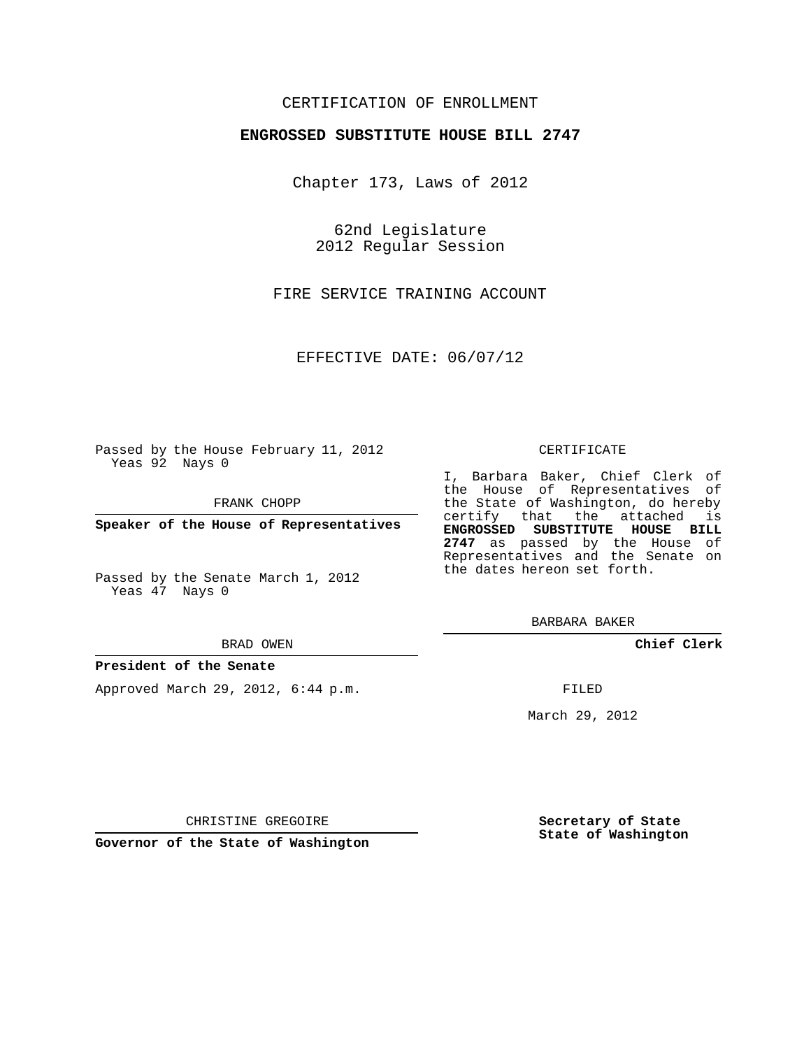CERTIFICATION OF ENROLLMENT

**ENGROSSED SUBSTITUTE HOUSE BILL 2747**

Chapter 173, Laws of 2012

62nd Legislature
2012 Regular Session

FIRE SERVICE TRAINING ACCOUNT

EFFECTIVE DATE: 06/07/12

Passed by the House February 11, 2012
Yeas 92 Nays 0

FRANK CHOPP

**Speaker of the House of Representatives**

Passed by the Senate March 1, 2012
Yeas 47 Nays 0

BRAD OWEN

**President of the Senate**

Approved March 29, 2012, 6:44 p.m.

CHRISTINE GREGOIRE

**Governor of the State of Washington**

CERTIFICATE

I, Barbara Baker, Chief Clerk of the House of Representatives of the State of Washington, do hereby certify that the attached is **ENGROSSED SUBSTITUTE HOUSE BILL 2747** as passed by the House of Representatives and the Senate on the dates hereon set forth.

BARBARA BAKER

**Chief Clerk**

FILED

March 29, 2012

**Secretary of State**
**State of Washington**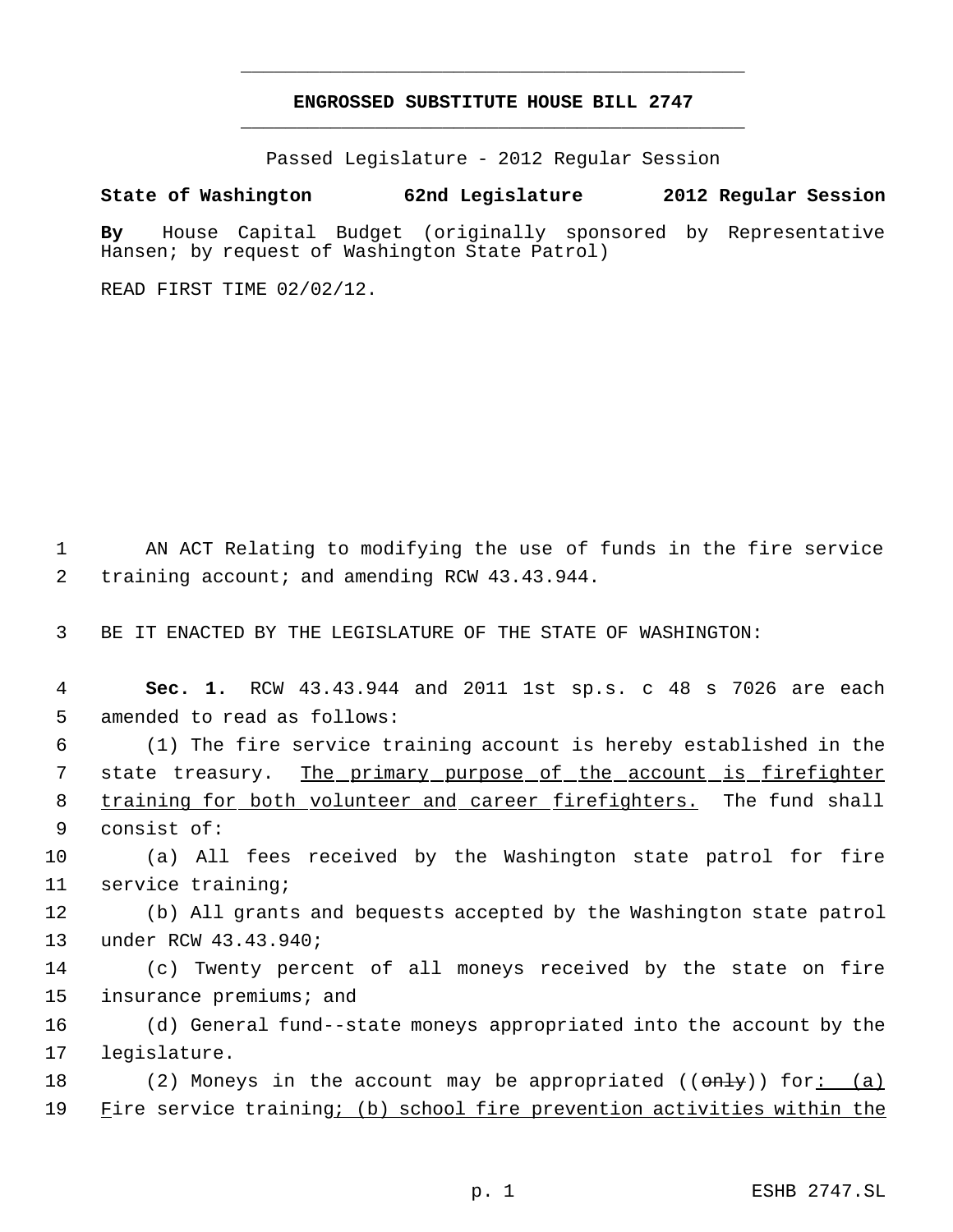**ENGROSSED SUBSTITUTE HOUSE BILL 2747**

Passed Legislature - 2012 Regular Session

**State of Washington 62nd Legislature 2012 Regular Session**

**By** House Capital Budget (originally sponsored by Representative Hansen; by request of Washington State Patrol)

READ FIRST TIME 02/02/12.

1 AN ACT Relating to modifying the use of funds in the fire service
2 training account; and amending RCW 43.43.944.

3 BE IT ENACTED BY THE LEGISLATURE OF THE STATE OF WASHINGTON:

4 **Sec. 1.** RCW 43.43.944 and 2011 1st sp.s. c 48 s 7026 are each
5 amended to read as follows:

6 (1) The fire service training account is hereby established in the
7 state treasury. <u>The primary purpose of the account is firefighter</u>
8 <u>training for both volunteer and career firefighters.</u> The fund shall
9 consist of:

10 (a) All fees received by the Washington state patrol for fire
11 service training;

12 (b) All grants and bequests accepted by the Washington state patrol
13 under RCW 43.43.940;

14 (c) Twenty percent of all moneys received by the state on fire
15 insurance premiums; and

16 (d) General fund--state moneys appropriated into the account by the
17 legislature.

18 (2) Moneys in the account may be appropriated ((~~only~~)) for<u>: (a)</u>
19 <u>F</u>ire service training<u>; (b) school fire prevention activities within the</u>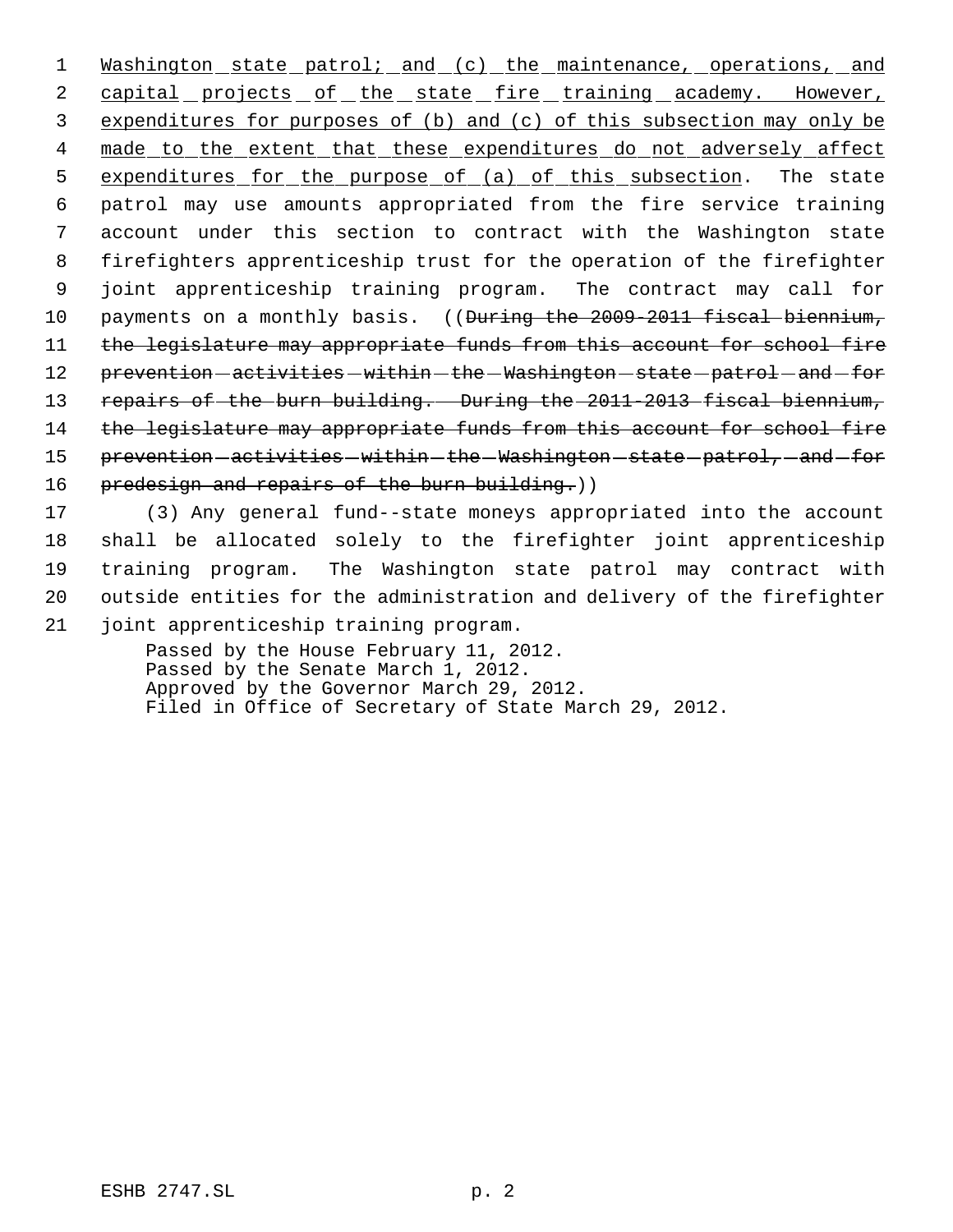Washington state patrol; and (c) the maintenance, operations, and capital projects of the state fire training academy. However, expenditures for purposes of (b) and (c) of this subsection may only be made to the extent that these expenditures do not adversely affect expenditures for the purpose of (a) of this subsection. The state patrol may use amounts appropriated from the fire service training account under this section to contract with the Washington state firefighters apprenticeship trust for the operation of the firefighter joint apprenticeship training program. The contract may call for payments on a monthly basis. ((~~During the 2009-2011 fiscal biennium, the legislature may appropriate funds from this account for school fire prevention activities within the Washington state patrol and for repairs of the burn building. During the 2011-2013 fiscal biennium, the legislature may appropriate funds from this account for school fire prevention activities within the Washington state patrol, and for predesign and repairs of the burn building.~~))

(3) Any general fund--state moneys appropriated into the account shall be allocated solely to the firefighter joint apprenticeship training program. The Washington state patrol may contract with outside entities for the administration and delivery of the firefighter joint apprenticeship training program.

Passed by the House February 11, 2012.
Passed by the Senate March 1, 2012.
Approved by the Governor March 29, 2012.
Filed in Office of Secretary of State March 29, 2012.